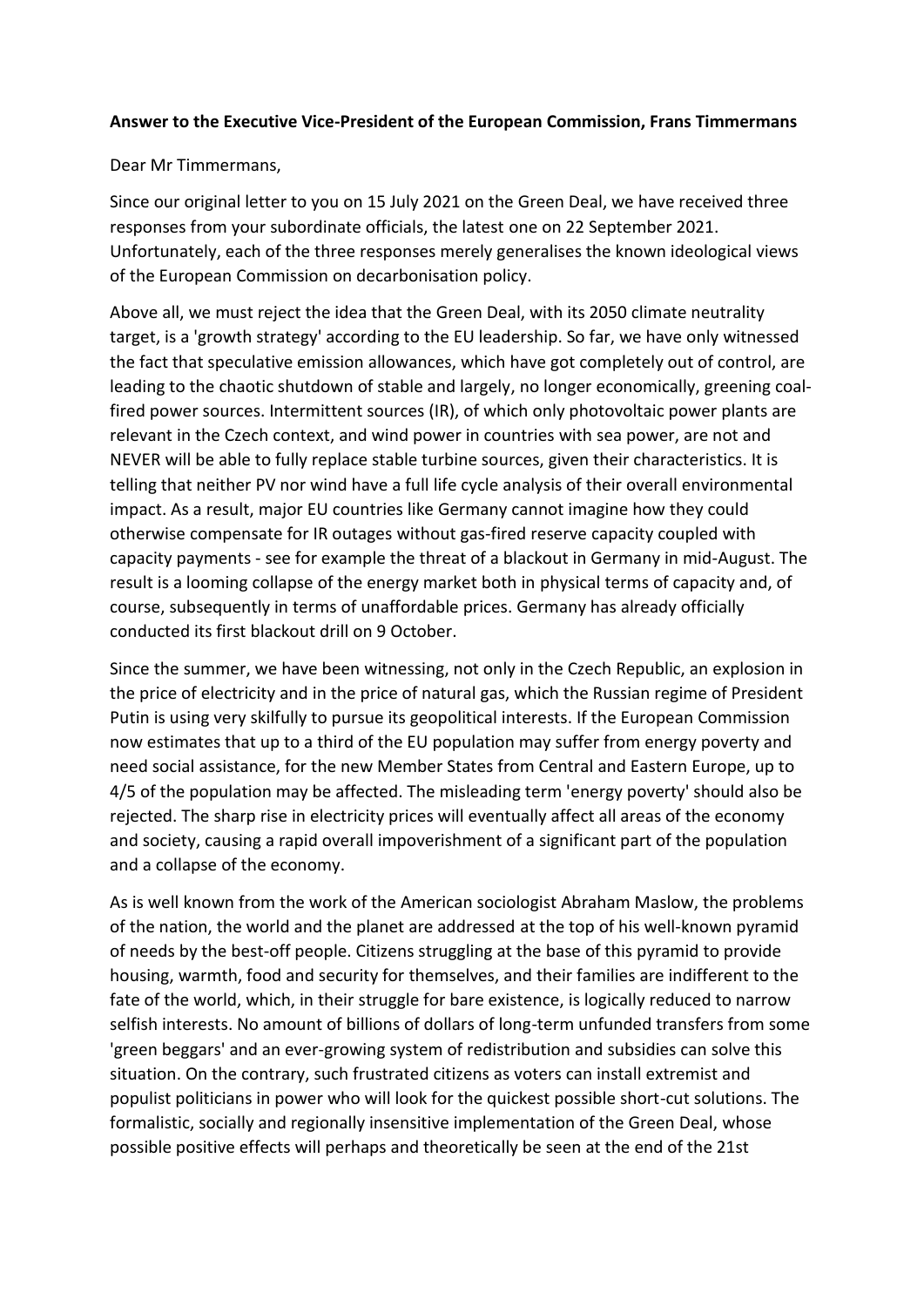**Answer to the Executive Vice-President of the European Commission, Frans Timmermans**

Dear Mr Timmermans,

Since our original letter to you on 15 July 2021 on the Green Deal, we have received three responses from your subordinate officials, the latest one on 22 September 2021. Unfortunately, each of the three responses merely generalises the known ideological views of the European Commission on decarbonisation policy.

Above all, we must reject the idea that the Green Deal, with its 2050 climate neutrality target, is a 'growth strategy' according to the EU leadership. So far, we have only witnessed the fact that speculative emission allowances, which have got completely out of control, are leading to the chaotic shutdown of stable and largely, no longer economically, greening coal-fired power sources. Intermittent sources (IR), of which only photovoltaic power plants are relevant in the Czech context, and wind power in countries with sea power, are not and NEVER will be able to fully replace stable turbine sources, given their characteristics. It is telling that neither PV nor wind have a full life cycle analysis of their overall environmental impact. As a result, major EU countries like Germany cannot imagine how they could otherwise compensate for IR outages without gas-fired reserve capacity coupled with capacity payments - see for example the threat of a blackout in Germany in mid-August. The result is a looming collapse of the energy market both in physical terms of capacity and, of course, subsequently in terms of unaffordable prices. Germany has already officially conducted its first blackout drill on 9 October.

Since the summer, we have been witnessing, not only in the Czech Republic, an explosion in the price of electricity and in the price of natural gas, which the Russian regime of President Putin is using very skilfully to pursue its geopolitical interests. If the European Commission now estimates that up to a third of the EU population may suffer from energy poverty and need social assistance, for the new Member States from Central and Eastern Europe, up to 4/5 of the population may be affected. The misleading term 'energy poverty' should also be rejected. The sharp rise in electricity prices will eventually affect all areas of the economy and society, causing a rapid overall impoverishment of a significant part of the population and a collapse of the economy.

As is well known from the work of the American sociologist Abraham Maslow, the problems of the nation, the world and the planet are addressed at the top of his well-known pyramid of needs by the best-off people. Citizens struggling at the base of this pyramid to provide housing, warmth, food and security for themselves, and their families are indifferent to the fate of the world, which, in their struggle for bare existence, is logically reduced to narrow selfish interests. No amount of billions of dollars of long-term unfunded transfers from some 'green beggars' and an ever-growing system of redistribution and subsidies can solve this situation. On the contrary, such frustrated citizens as voters can install extremist and populist politicians in power who will look for the quickest possible short-cut solutions. The formalistic, socially and regionally insensitive implementation of the Green Deal, whose possible positive effects will perhaps and theoretically be seen at the end of the 21st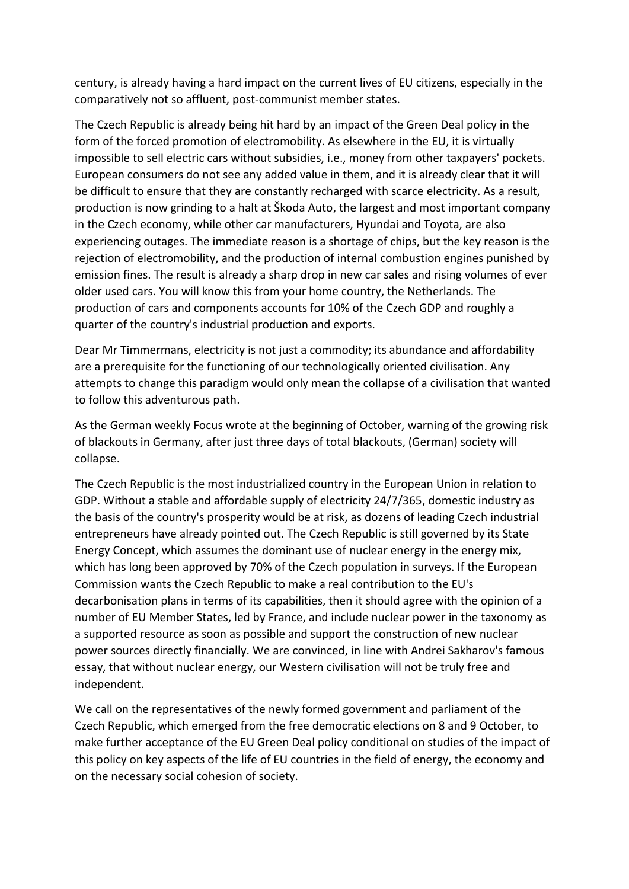century, is already having a hard impact on the current lives of EU citizens, especially in the comparatively not so affluent, post-communist member states.

The Czech Republic is already being hit hard by an impact of the Green Deal policy in the form of the forced promotion of electromobility. As elsewhere in the EU, it is virtually impossible to sell electric cars without subsidies, i.e., money from other taxpayers' pockets. European consumers do not see any added value in them, and it is already clear that it will be difficult to ensure that they are constantly recharged with scarce electricity. As a result, production is now grinding to a halt at Škoda Auto, the largest and most important company in the Czech economy, while other car manufacturers, Hyundai and Toyota, are also experiencing outages. The immediate reason is a shortage of chips, but the key reason is the rejection of electromobility, and the production of internal combustion engines punished by emission fines. The result is already a sharp drop in new car sales and rising volumes of ever older used cars. You will know this from your home country, the Netherlands. The production of cars and components accounts for 10% of the Czech GDP and roughly a quarter of the country's industrial production and exports.

Dear Mr Timmermans, electricity is not just a commodity; its abundance and affordability are a prerequisite for the functioning of our technologically oriented civilisation. Any attempts to change this paradigm would only mean the collapse of a civilisation that wanted to follow this adventurous path.

As the German weekly Focus wrote at the beginning of October, warning of the growing risk of blackouts in Germany, after just three days of total blackouts, (German) society will collapse.

The Czech Republic is the most industrialized country in the European Union in relation to GDP. Without a stable and affordable supply of electricity 24/7/365, domestic industry as the basis of the country's prosperity would be at risk, as dozens of leading Czech industrial entrepreneurs have already pointed out. The Czech Republic is still governed by its State Energy Concept, which assumes the dominant use of nuclear energy in the energy mix, which has long been approved by 70% of the Czech population in surveys. If the European Commission wants the Czech Republic to make a real contribution to the EU's decarbonisation plans in terms of its capabilities, then it should agree with the opinion of a number of EU Member States, led by France, and include nuclear power in the taxonomy as a supported resource as soon as possible and support the construction of new nuclear power sources directly financially. We are convinced, in line with Andrei Sakharov's famous essay, that without nuclear energy, our Western civilisation will not be truly free and independent.

We call on the representatives of the newly formed government and parliament of the Czech Republic, which emerged from the free democratic elections on 8 and 9 October, to make further acceptance of the EU Green Deal policy conditional on studies of the impact of this policy on key aspects of the life of EU countries in the field of energy, the economy and on the necessary social cohesion of society.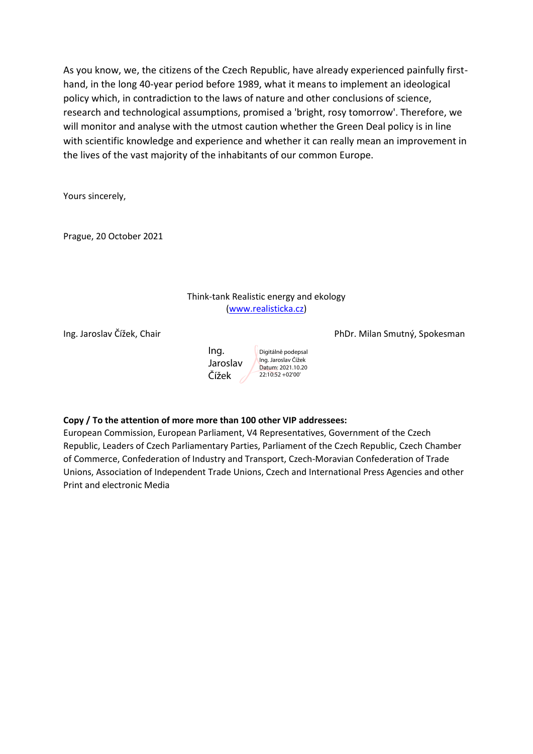As you know, we, the citizens of the Czech Republic, have already experienced painfully first-hand, in the long 40-year period before 1989, what it means to implement an ideological policy which, in contradiction to the laws of nature and other conclusions of science, research and technological assumptions, promised a 'bright, rosy tomorrow'. Therefore, we will monitor and analyse with the utmost caution whether the Green Deal policy is in line with scientific knowledge and experience and whether it can really mean an improvement in the lives of the vast majority of the inhabitants of our common Europe.

Yours sincerely,

Prague, 20 October 2021

Think-tank Realistic energy and ekology
(www.realisticka.cz)

Ing. Jaroslav Čížek, Chair

PhDr. Milan Smutný, Spokesman

Ing. Jaroslav Čížek

Digitálně podepsal Ing. Jaroslav Čížek
Datum: 2021.10.20 22:10:52 +02'00'

**Copy / To the attention of more more than 100 other VIP addressees:**
European Commission, European Parliament, V4 Representatives, Government of the Czech Republic, Leaders of Czech Parliamentary Parties, Parliament of the Czech Republic, Czech Chamber of Commerce, Confederation of Industry and Transport, Czech-Moravian Confederation of Trade Unions, Association of Independent Trade Unions, Czech and International Press Agencies and other Print and electronic Media